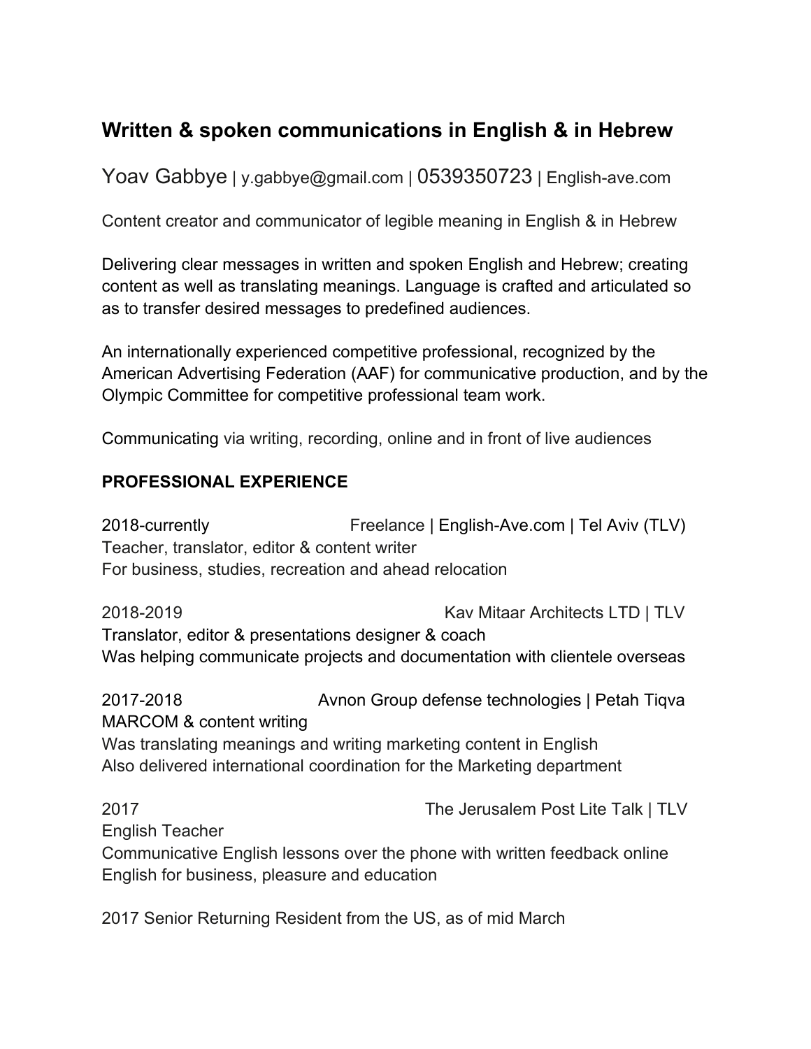# Written & spoken communications in English & in Hebrew

Yoav Gabbye | y.gabbye@gmail.com | 0539350723 | English-ave.com

Content creator and communicator of legible meaning in English & in Hebrew

Delivering clear messages in written and spoken English and Hebrew; creating content as well as translating meanings. Language is crafted and articulated so as to transfer desired messages to predefined audiences.

An internationally experienced competitive professional, recognized by the American Advertising Federation (AAF) for communicative production, and by the Olympic Committee for competitive professional team work.

Communicating via writing, recording, online and in front of live audiences

## PROFESSIONAL EXPERIENCE

2018-currently — Freelance | English-Ave.com | Tel Aviv (TLV)
Teacher, translator, editor & content writer
For business, studies, recreation and ahead relocation

2018-2019 — Kav Mitaar Architects LTD | TLV
Translator, editor & presentations designer & coach
Was helping communicate projects and documentation with clientele overseas

2017-2018 — Avnon Group defense technologies | Petah Tiqva
MARCOM & content writing
Was translating meanings and writing marketing content in English
Also delivered international coordination for the Marketing department

2017 — The Jerusalem Post Lite Talk | TLV
English Teacher
Communicative English lessons over the phone with written feedback online
English for business, pleasure and education

2017 Senior Returning Resident from the US, as of mid March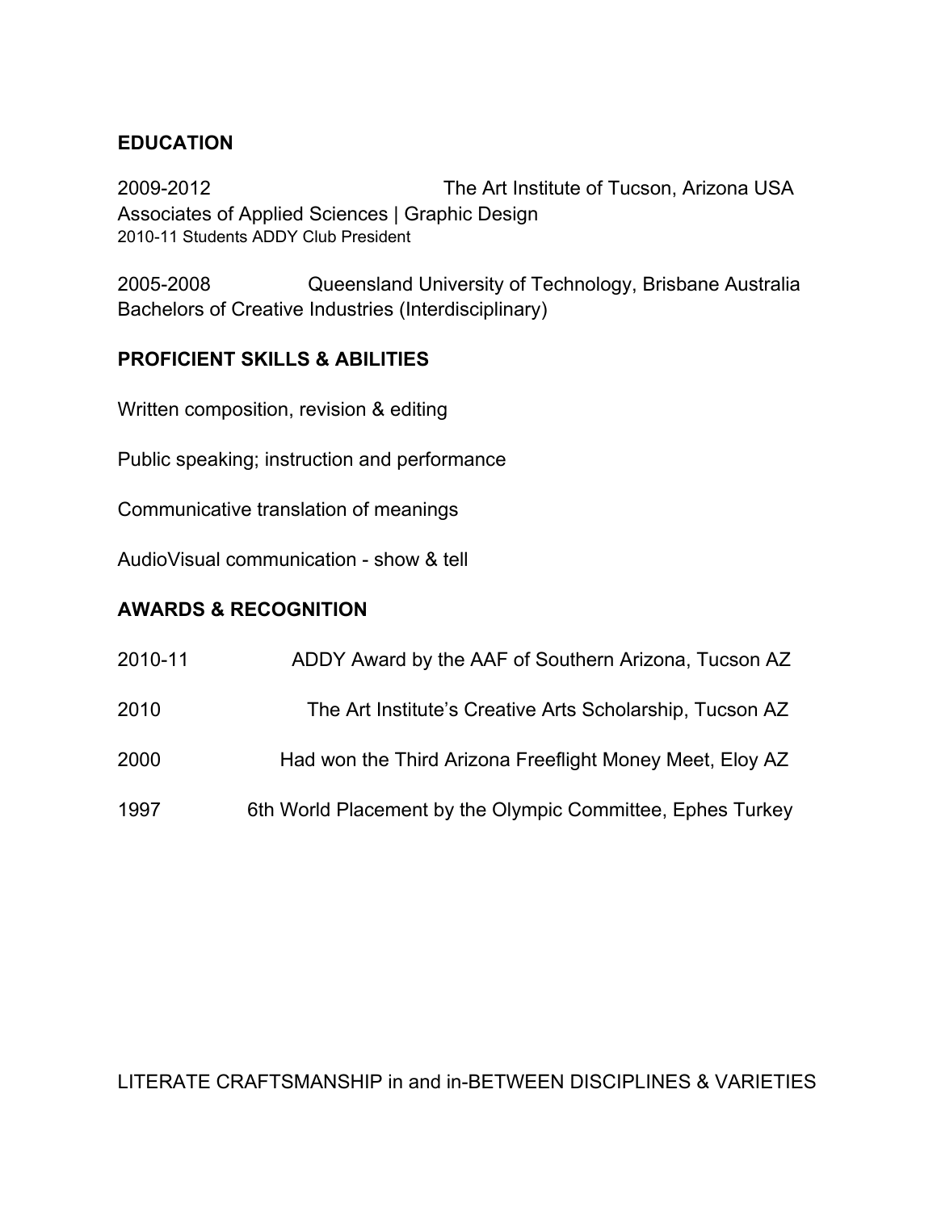## EDUCATION

2009-2012 The Art Institute of Tucson, Arizona USA
Associates of Applied Sciences | Graphic Design
2010-11 Students ADDY Club President

2005-2008 Queensland University of Technology, Brisbane Australia
Bachelors of Creative Industries (Interdisciplinary)

## PROFICIENT SKILLS & ABILITIES

Written composition, revision & editing

Public speaking; instruction and performance

Communicative translation of meanings

AudioVisual communication - show & tell

## AWARDS & RECOGNITION

| | |
|---|---|
| 2010-11 | ADDY Award by the AAF of Southern Arizona, Tucson AZ |
| 2010 | The Art Institute's Creative Arts Scholarship, Tucson AZ |
| 2000 | Had won the Third Arizona Freeflight Money Meet, Eloy AZ |
| 1997 | 6th World Placement by the Olympic Committee, Ephes Turkey |

LITERATE CRAFTSMANSHIP in and in-BETWEEN DISCIPLINES & VARIETIES